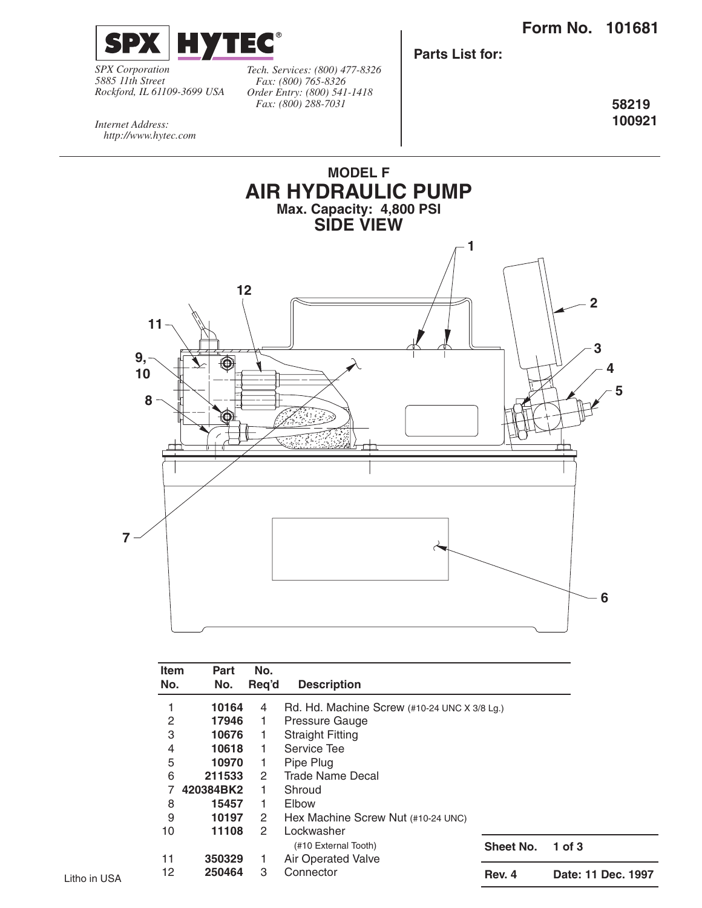**SPX | HYTEC®**

*SPX Corporation*
*5885 11th Street*
*Rockford, IL 61109-3699 USA*

*Tech. Services: (800) 477-8326*
*Fax: (800) 765-8326*
*Order Entry: (800) 541-1418*
*Fax: (800) 288-7031*

*Internet Address:*
*http://www.hytec.com*

**Form No. 101681**

**Parts List for:**

**58219**
**100921**

# MODEL F
# AIR HYDRAULIC PUMP
### Max. Capacity: 4,800 PSI
## SIDE VIEW

| Item No. | Part No. | No. Req'd | Description |
|---|---|---|---|
| 1 | **10164** | 4 | Rd. Hd. Machine Screw (#10-24 UNC X 3/8 Lg.) |
| 2 | **17946** | 1 | Pressure Gauge |
| 3 | **10676** | 1 | Straight Fitting |
| 4 | **10618** | 1 | Service Tee |
| 5 | **10970** | 1 | Pipe Plug |
| 6 | **211533** | 2 | Trade Name Decal |
| 7 | **420384BK2** | 1 | Shroud |
| 8 | **15457** | 1 | Elbow |
| 9 | **10197** | 2 | Hex Machine Screw Nut (#10-24 UNC) |
| 10 | **11108** | 2 | Lockwasher (#10 External Tooth) |
| 11 | **350329** | 1 | Air Operated Valve |
| 12 | **250464** | 3 | Connector |

| **Sheet No.** | **1 of 3** |
|---|---|
| **Rev. 4** | **Date: 11 Dec. 1997** |

Litho in USA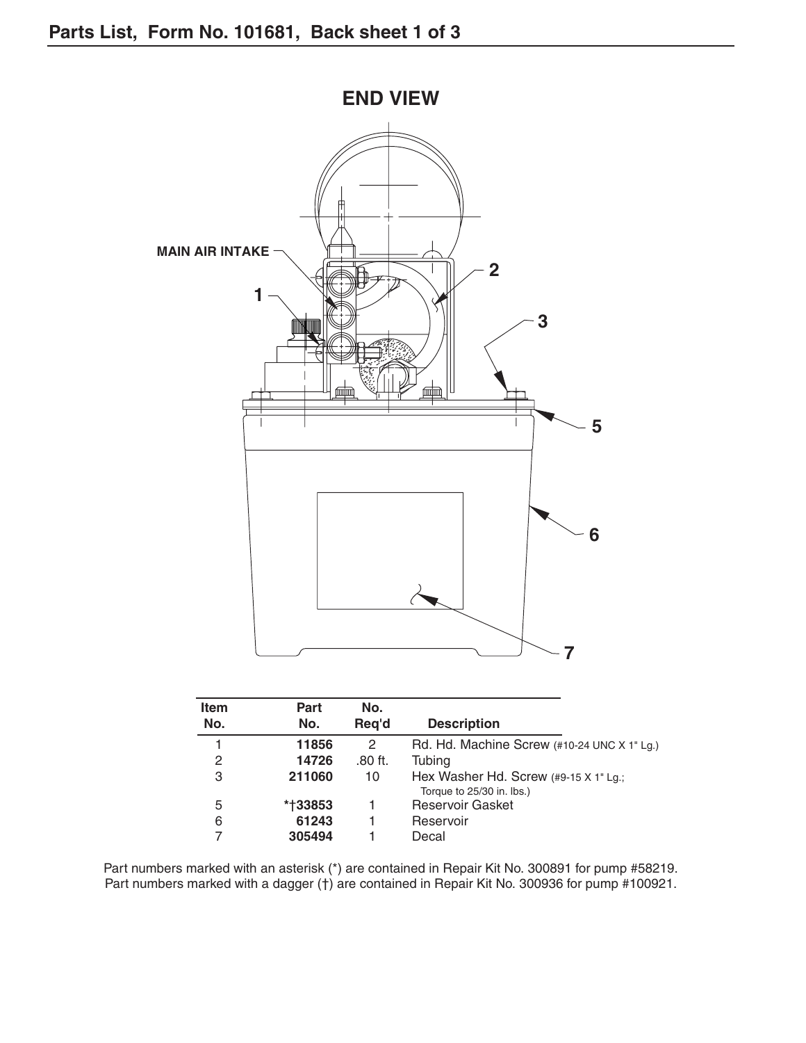## Parts List, Form No. 101681, Back sheet 1 of 3

### END VIEW

MAIN AIR INTAKE

| Item No. | Part No. | No. Req'd | Description |
|---|---|---|---|
| 1 | **11856** | 2 | Rd. Hd. Machine Screw (#10-24 UNC X 1" Lg.) |
| 2 | **14726** | .80 ft. | Tubing |
| 3 | **211060** | 10 | Hex Washer Hd. Screw (#9-15 X 1" Lg.; Torque to 25/30 in. lbs.) |
| 5 | ***†33853** | 1 | Reservoir Gasket |
| 6 | **61243** | 1 | Reservoir |
| 7 | **305494** | 1 | Decal |

Part numbers marked with an asterisk (*) are contained in Repair Kit No. 300891 for pump #58219.
Part numbers marked with a dagger (†) are contained in Repair Kit No. 300936 for pump #100921.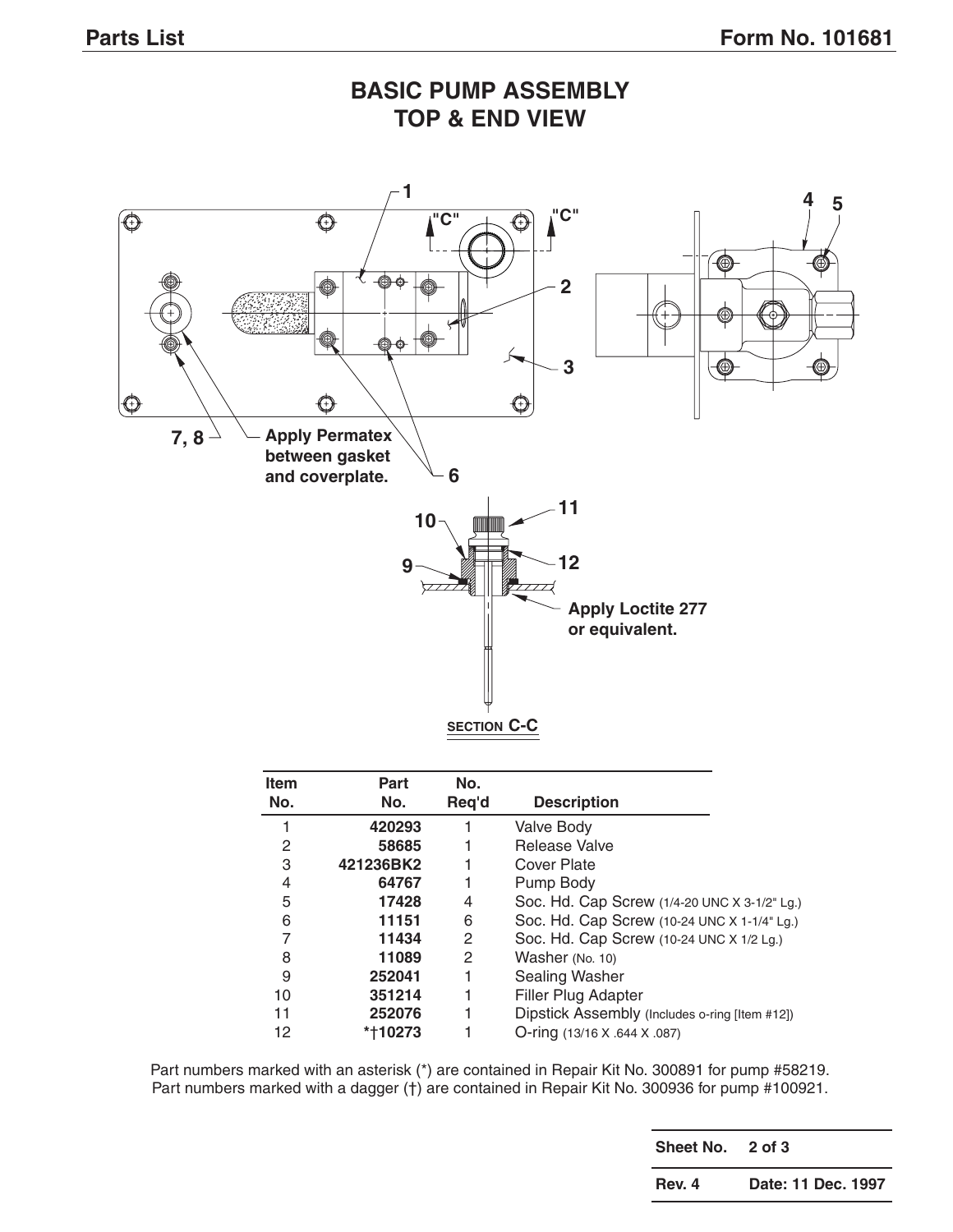# BASIC PUMP ASSEMBLY
## TOP & END VIEW

Apply Permatex between gasket and coverplate.

Apply Loctite 277 or equivalent.

SECTION C-C

| Item No. | Part No. | No. Req'd | Description |
|---|---|---|---|
| 1 | **420293** | 1 | Valve Body |
| 2 | **58685** | 1 | Release Valve |
| 3 | **421236BK2** | 1 | Cover Plate |
| 4 | **64767** | 1 | Pump Body |
| 5 | **17428** | 4 | Soc. Hd. Cap Screw (1/4-20 UNC X 3-1/2" Lg.) |
| 6 | **11151** | 6 | Soc. Hd. Cap Screw (10-24 UNC X 1-1/4" Lg.) |
| 7 | **11434** | 2 | Soc. Hd. Cap Screw (10-24 UNC X 1/2 Lg.) |
| 8 | **11089** | 2 | Washer (No. 10) |
| 9 | **252041** | 1 | Sealing Washer |
| 10 | **351214** | 1 | Filler Plug Adapter |
| 11 | **252076** | 1 | Dipstick Assembly (Includes o-ring [Item #12]) |
| 12 | ***†10273** | 1 | O-ring (13/16 X .644 X .087) |

Part numbers marked with an asterisk (*) are contained in Repair Kit No. 300891 for pump #58219.
Part numbers marked with a dagger (†) are contained in Repair Kit No. 300936 for pump #100921.

| Sheet No. | 2 of 3 |
|---|---|
| Rev. 4 | Date: 11 Dec. 1997 |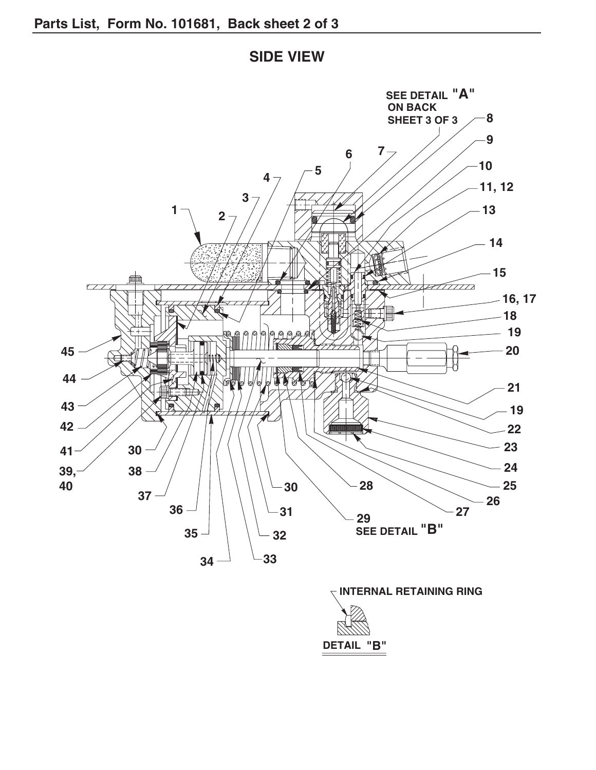## SIDE VIEW

SEE DETAIL "A" ON BACK SHEET 3 OF 3

1, 2, 3, 4, 5, 6, 7, 8, 9, 10, 11, 12, 13, 14, 15, 16, 17, 18, 19, 20, 21, 22, 23, 24, 25, 26, 27, 28, 29, 30, 31, 32, 33, 34, 35, 36, 37, 38, 39, 40, 41, 42, 43, 44, 45

29 SEE DETAIL "B"

INTERNAL RETAINING RING

DETAIL "B"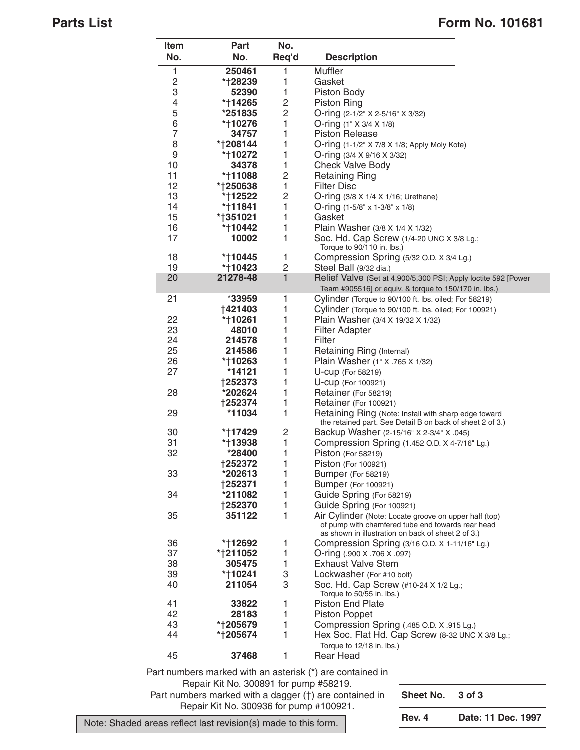## Parts List

**Form No. 101681**

| Item No. | Part No. | No. Req'd | Description |
|---|---|---|---|
| 1 | **250461** | 1 | Muffler |
| 2 | ***†28239** | 1 | Gasket |
| 3 | **52390** | 1 | Piston Body |
| 4 | ***†14265** | 2 | Piston Ring |
| 5 | ***251835** | 2 | O-ring (2-1/2" X 2-5/16" X 3/32) |
| 6 | ***†10276** | 1 | O-ring (1" X 3/4 X 1/8) |
| 7 | **34757** | 1 | Piston Release |
| 8 | ***†208144** | 1 | O-ring (1-1/2" X 7/8 X 1/8; Apply Moly Kote) |
| 9 | ***†10272** | 1 | O-ring (3/4 X 9/16 X 3/32) |
| 10 | **34378** | 1 | Check Valve Body |
| 11 | ***†11088** | 2 | Retaining Ring |
| 12 | ***†250638** | 1 | Filter Disc |
| 13 | ***†12522** | 2 | O-ring (3/8 X 1/4 X 1/16; Urethane) |
| 14 | ***†11841** | 1 | O-ring (1-5/8" x 1-3/8" x 1/8) |
| 15 | ***†351021** | 1 | Gasket |
| 16 | ***†10442** | 1 | Plain Washer (3/8 X 1/4 X 1/32) |
| 17 | **10002** | 1 | Soc. Hd. Cap Screw (1/4-20 UNC X 3/8 Lg.; Torque to 90/110 in. lbs.) |
| 18 | ***†10445** | 1 | Compression Spring (5/32 O.D. X 3/4 Lg.) |
| 19 | ***†10423** | 2 | Steel Ball (9/32 dia.) |
| 20 | **21278-48** | 1 | Relief Valve (Set at 4,900/5,300 PSI; Apply loctite 592 [Power Team #905516] or equiv. & torque to 150/170 in. lbs.) |
| 21 | ***33959** | 1 | Cylinder (Torque to 90/100 ft. lbs. oiled; For 58219) |
| | **†421403** | 1 | Cylinder (Torque to 90/100 ft. lbs. oiled; For 100921) |
| 22 | ***†10261** | 1 | Plain Washer (3/4 X 19/32 X 1/32) |
| 23 | **48010** | 1 | Filter Adapter |
| 24 | **214578** | 1 | Filter |
| 25 | **214586** | 1 | Retaining Ring (Internal) |
| 26 | ***†10263** | 1 | Plain Washer (1" X .765 X 1/32) |
| 27 | ***14121** | 1 | U-cup (For 58219) |
| | **†252373** | 1 | U-cup (For 100921) |
| 28 | ***202624** | 1 | Retainer (For 58219) |
| | **†252374** | 1 | Retainer (For 100921) |
| 29 | ***11034** | 1 | Retaining Ring (Note: Install with sharp edge toward the retained part. See Detail B on back of sheet 2 of 3.) |
| 30 | ***†17429** | 2 | Backup Washer (2-15/16" X 2-3/4" X .045) |
| 31 | ***†13938** | 1 | Compression Spring (1.452 O.D. X 4-7/16" Lg.) |
| 32 | ***28400** | 1 | Piston (For 58219) |
| | **†252372** | 1 | Piston (For 100921) |
| 33 | ***202613** | 1 | Bumper (For 58219) |
| | **†252371** | 1 | Bumper (For 100921) |
| 34 | ***211082** | 1 | Guide Spring (For 58219) |
| | **†252370** | 1 | Guide Spring (For 100921) |
| 35 | **351122** | 1 | Air Cylinder (Note: Locate groove on upper half (top) of pump with chamfered tube end towards rear head as shown in illustration on back of sheet 2 of 3.) |
| 36 | ***†12692** | 1 | Compression Spring (3/16 O.D. X 1-11/16" Lg.) |
| 37 | ***†211052** | 1 | O-ring (.900 X .706 X .097) |
| 38 | **305475** | 1 | Exhaust Valve Stem |
| 39 | ***†10241** | 3 | Lockwasher (For #10 bolt) |
| 40 | **211054** | 3 | Soc. Hd. Cap Screw (#10-24 X 1/2 Lg.; Torque to 50/55 in. lbs.) |
| 41 | **33822** | 1 | Piston End Plate |
| 42 | **28183** | 1 | Piston Poppet |
| 43 | ***†205679** | 1 | Compression Spring (.485 O.D. X .915 Lg.) |
| 44 | ***†205674** | 1 | Hex Soc. Flat Hd. Cap Screw (8-32 UNC X 3/8 Lg.; Torque to 12/18 in. lbs.) |
| 45 | **37468** | 1 | Rear Head |

Part numbers marked with an asterisk (*) are contained in Repair Kit No. 300891 for pump #58219.

Part numbers marked with a dagger (†) are contained in Repair Kit No. 300936 for pump #100921.

Note: Shaded areas reflect last revision(s) made to this form.

| Sheet No. | 3 of 3 |
|---|---|
| Rev. 4 | Date: 11 Dec. 1997 |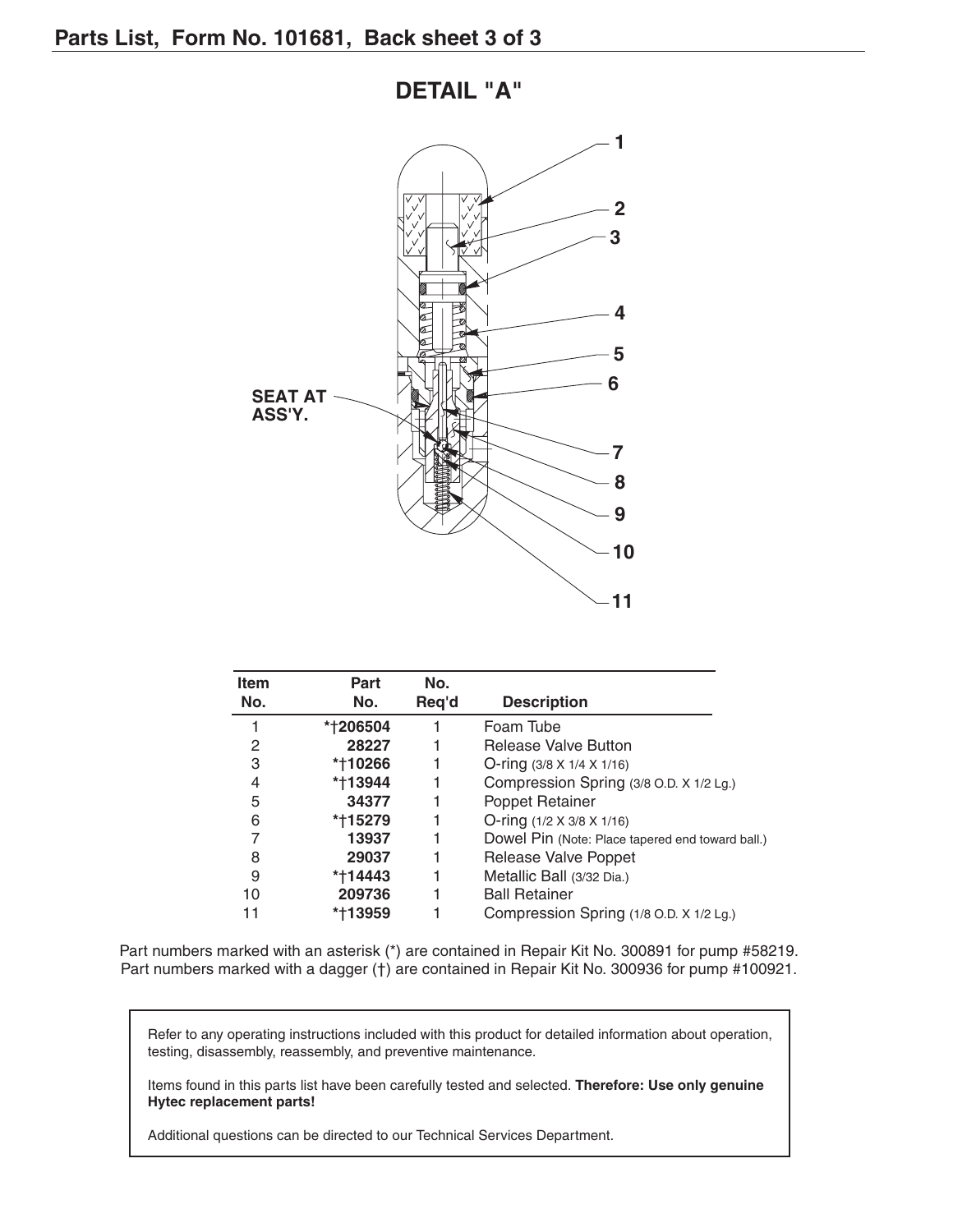## Parts List, Form No. 101681, Back sheet 3 of 3

# DETAIL "A"

SEAT AT ASS'Y.

1
2
3
4
5
6
7
8
9
10
11

| Item No. | Part No. | No. Req'd | Description |
|---|---|---|---|
| 1 | *†206504 | 1 | Foam Tube |
| 2 | 28227 | 1 | Release Valve Button |
| 3 | *†10266 | 1 | O-ring (3/8 X 1/4 X 1/16) |
| 4 | *†13944 | 1 | Compression Spring (3/8 O.D. X 1/2 Lg.) |
| 5 | 34377 | 1 | Poppet Retainer |
| 6 | *†15279 | 1 | O-ring (1/2 X 3/8 X 1/16) |
| 7 | 13937 | 1 | Dowel Pin (Note: Place tapered end toward ball.) |
| 8 | 29037 | 1 | Release Valve Poppet |
| 9 | *†14443 | 1 | Metallic Ball (3/32 Dia.) |
| 10 | 209736 | 1 | Ball Retainer |
| 11 | *†13959 | 1 | Compression Spring (1/8 O.D. X 1/2 Lg.) |

Part numbers marked with an asterisk (*) are contained in Repair Kit No. 300891 for pump #58219.
Part numbers marked with a dagger (†) are contained in Repair Kit No. 300936 for pump #100921.

Refer to any operating instructions included with this product for detailed information about operation, testing, disassembly, reassembly, and preventive maintenance.

Items found in this parts list have been carefully tested and selected. **Therefore: Use only genuine Hytec replacement parts!**

Additional questions can be directed to our Technical Services Department.